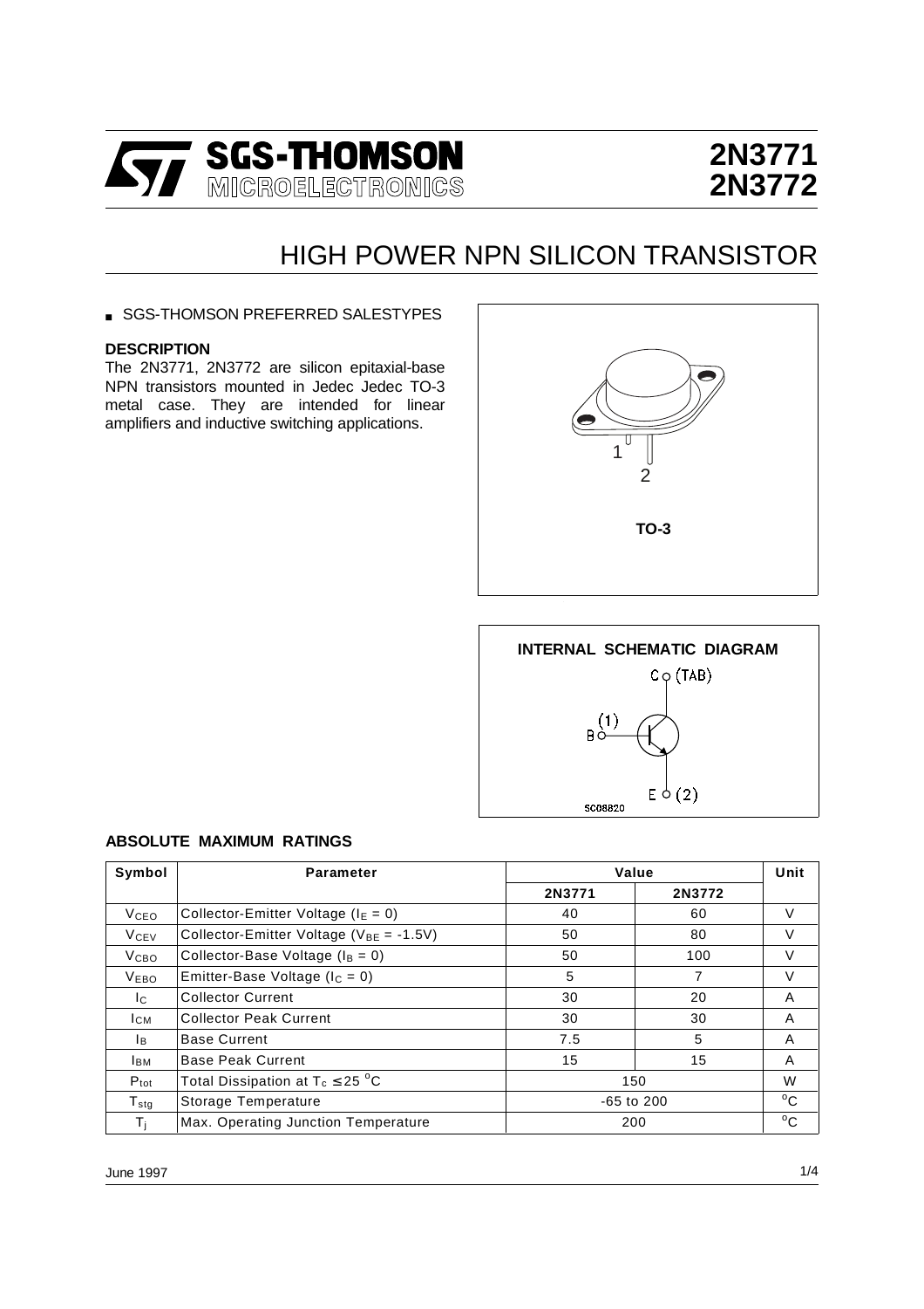# 2N3771
# 2N3772

## HIGH POWER NPN SILICON TRANSISTOR

- SGS-THOMSON PREFERRED SALESTYPES

### DESCRIPTION

The 2N3771, 2N3772 are silicon epitaxial-base NPN transistors mounted in Jedec Jedec TO-3 metal case. They are intended for linear amplifiers and inductive switching applications.

TO-3

INTERNAL SCHEMATIC DIAGRAM

### ABSOLUTE MAXIMUM RATINGS

| Symbol | Parameter | Value | | Unit |
|---|---|---|---|---|
| | | 2N3771 | 2N3772 | |
| $V_{CEO}$ | Collector-Emitter Voltage ($I_E = 0$) | 40 | 60 | V |
| $V_{CEV}$ | Collector-Emitter Voltage ($V_{BE} = -1.5V$) | 50 | 80 | V |
| $V_{CBO}$ | Collector-Base Voltage ($I_B = 0$) | 50 | 100 | V |
| $V_{EBO}$ | Emitter-Base Voltage ($I_C = 0$) | 5 | 7 | V |
| $I_C$ | Collector Current | 30 | 20 | A |
| $I_{CM}$ | Collector Peak Current | 30 | 30 | A |
| $I_B$ | Base Current | 7.5 | 5 | A |
| $I_{BM}$ | Base Peak Current | 15 | 15 | A |
| $P_{tot}$ | Total Dissipation at $T_c \leq 25\ ^oC$ | 150 | | W |
| $T_{stg}$ | Storage Temperature | -65 to 200 | | $^oC$ |
| $T_j$ | Max. Operating Junction Temperature | 200 | | $^oC$ |

June 1997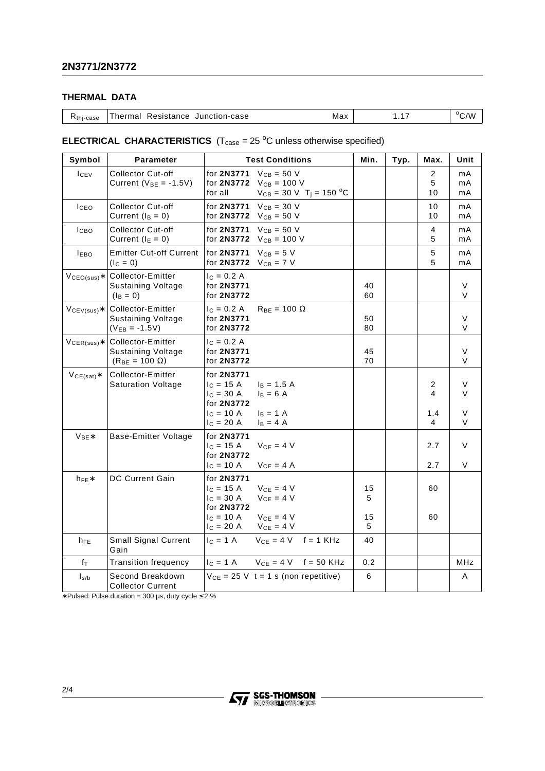## THERMAL DATA

| $R_{thj-case}$ | Thermal Resistance Junction-case | Max | 1.17 | °C/W |
|---|---|---|---|---|

## ELECTRICAL CHARACTERISTICS ($T_{case}$ = 25 °C unless otherwise specified)

| Symbol | Parameter | Test Conditions | Min. | Typ. | Max. | Unit |
|---|---|---|---|---|---|---|
| $I_{CEV}$ | Collector Cut-off Current ($V_{BE}$ = -1.5V) | for **2N3771** $V_{CB}$ = 50 V<br>for **2N3772** $V_{CB}$ = 100 V<br>for all $V_{CB}$ = 30 V $T_j$ = 150 °C | | | 2<br>5<br>10 | mA<br>mA<br>mA |
| $I_{CEO}$ | Collector Cut-off Current ($I_B$ = 0) | for **2N3771** $V_{CE}$ = 30 V<br>for **2N3772** $V_{CE}$ = 50 V | | | 10<br>10 | mA<br>mA |
| $I_{CBO}$ | Collector Cut-off Current ($I_E$ = 0) | for **2N3771** $V_{CB}$ = 50 V<br>for **2N3772** $V_{CB}$ = 100 V | | | 4<br>5 | mA<br>mA |
| $I_{EBO}$ | Emitter Cut-off Current ($I_C$ = 0) | for **2N3771** $V_{CB}$ = 5 V<br>for **2N3772** $V_{CB}$ = 7 V | | | 5<br>5 | mA<br>mA |
| $V_{CEO(sus)}$∗ | Collector-Emitter Sustaining Voltage ($I_B$ = 0) | $I_C$ = 0.2 A<br>for **2N3771**<br>for **2N3772** | <br>40<br>60 | | | <br>V<br>V |
| $V_{CEV(sus)}$∗ | Collector-Emitter Sustaining Voltage ($V_{EB}$ = -1.5V) | $I_C$ = 0.2 A $R_{BE}$ = 100 Ω<br>for **2N3771**<br>for **2N3772** | <br>50<br>80 | | | <br>V<br>V |
| $V_{CER(sus)}$∗ | Collector-Emitter Sustaining Voltage ($R_{BE}$ = 100 Ω) | $I_C$ = 0.2 A<br>for **2N3771**<br>for **2N3772** | <br>45<br>70 | | | <br>V<br>V |
| $V_{CE(sat)}$∗ | Collector-Emitter Saturation Voltage | for **2N3771**<br>$I_C$ = 15 A $I_B$ = 1.5 A<br>$I_C$ = 30 A $I_B$ = 6 A<br>for **2N3772**<br>$I_C$ = 10 A $I_B$ = 1 A<br>$I_C$ = 20 A $I_B$ = 4 A | | | <br>2<br>4<br><br>1.4<br>4 | <br>V<br>V<br><br>V<br>V |
| $V_{BE}$∗ | Base-Emitter Voltage | for **2N3771**<br>$I_C$ = 15 A $V_{CE}$ = 4 V<br>for **2N3772**<br>$I_C$ = 10 A $V_{CE}$ = 4 A | | | <br>2.7<br><br>2.7 | <br>V<br><br>V |
| $h_{FE}$∗ | DC Current Gain | for **2N3771**<br>$I_C$ = 15 A $V_{CE}$ = 4 V<br>$I_C$ = 30 A $V_{CE}$ = 4 V<br>for **2N3772**<br>$I_C$ = 10 A $V_{CE}$ = 4 V<br>$I_C$ = 20 A $V_{CE}$ = 4 V | <br>15<br>5<br><br>15<br>5 | | <br>60<br><br><br>60<br> | |
| $h_{FE}$ | Small Signal Current Gain | $I_C$ = 1 A $V_{CE}$ = 4 V f = 1 KHz | 40 | | | |
| $f_T$ | Transition frequency | $I_C$ = 1 A $V_{CE}$ = 4 V f = 50 KHz | 0.2 | | | MHz |
| $I_{s/b}$ | Second Breakdown Collector Current | $V_{CE}$ = 25 V t = 1 s (non repetitive) | 6 | | | A |

∗Pulsed: Pulse duration = 300 µs, duty cycle ≤ 2 %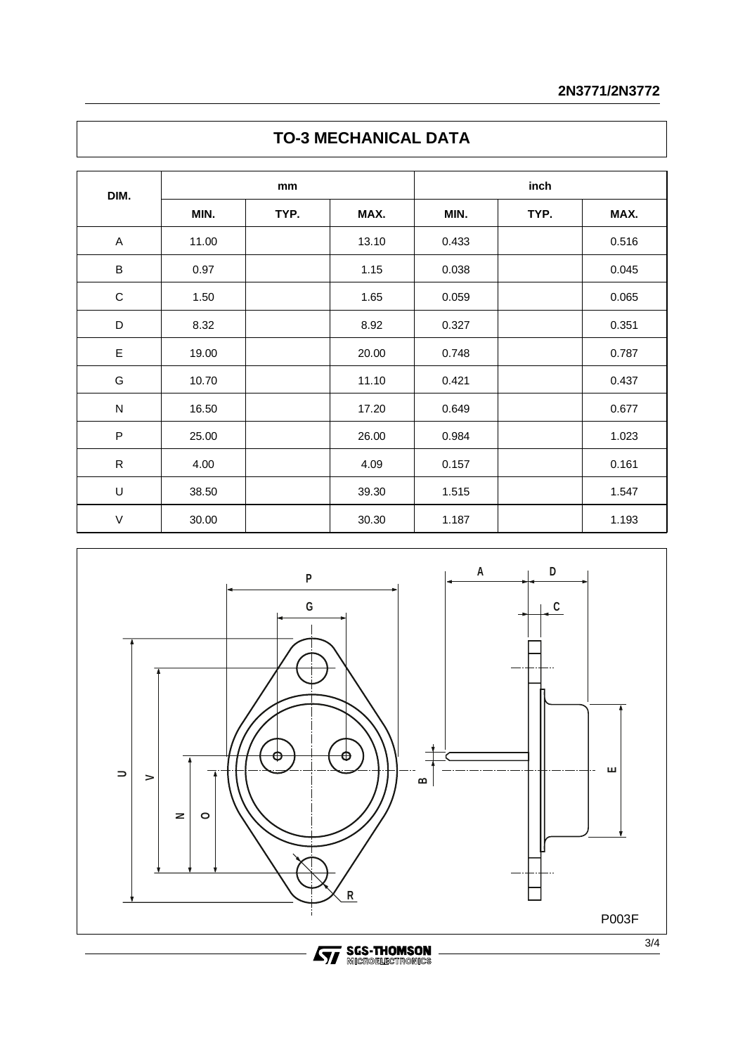## TO-3 MECHANICAL DATA

| DIM. | mm | | | inch | | |
|---|---|---|---|---|---|---|
| | MIN. | TYP. | MAX. | MIN. | TYP. | MAX. |
| A | 11.00 | | 13.10 | 0.433 | | 0.516 |
| B | 0.97 | | 1.15 | 0.038 | | 0.045 |
| C | 1.50 | | 1.65 | 0.059 | | 0.065 |
| D | 8.32 | | 8.92 | 0.327 | | 0.351 |
| E | 19.00 | | 20.00 | 0.748 | | 0.787 |
| G | 10.70 | | 11.10 | 0.421 | | 0.437 |
| N | 16.50 | | 17.20 | 0.649 | | 0.677 |
| P | 25.00 | | 26.00 | 0.984 | | 1.023 |
| R | 4.00 | | 4.09 | 0.157 | | 0.161 |
| U | 38.50 | | 39.30 | 1.515 | | 1.547 |
| V | 30.00 | | 30.30 | 1.187 | | 1.193 |

P003F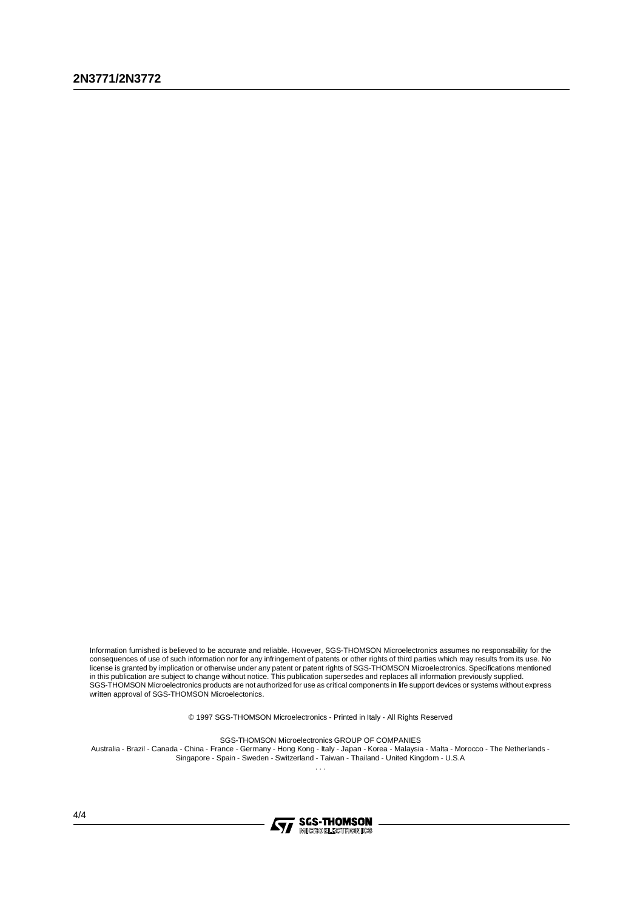Information furnished is believed to be accurate and reliable. However, SGS-THOMSON Microelectronics assumes no responsability for the consequences of use of such information nor for any infringement of patents or other rights of third parties which may results from its use. No license is granted by implication or otherwise under any patent or patent rights of SGS-THOMSON Microelectronics. Specifications mentioned in this publication are subject to change without notice. This publication supersedes and replaces all information previously supplied. SGS-THOMSON Microelectronics products are not authorized for use as critical components in life support devices or systems without express written approval of SGS-THOMSON Microelectonics.

© 1997 SGS-THOMSON Microelectronics - Printed in Italy - All Rights Reserved

SGS-THOMSON Microelectronics GROUP OF COMPANIES

Australia - Brazil - Canada - China - France - Germany - Hong Kong - Italy - Japan - Korea - Malaysia - Malta - Morocco - The Netherlands - Singapore - Spain - Sweden - Switzerland - Taiwan - Thailand - United Kingdom - U.S.A

. . .